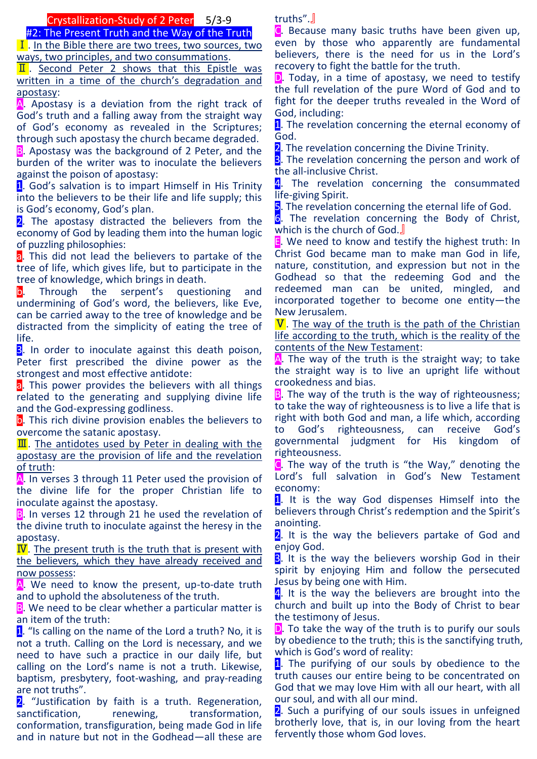# Crystallization-Study of 2 Peter 5/3-9

## #2: The Present Truth and the Way of the Truth

Ⅰ. In the Bible there are two trees, two sources, two ways, two principles, and two consummations.

Ⅱ. Second Peter 2 shows that this Epistle was written in a time of the church's degradation and apostasy:

A. Apostasy is a deviation from the right track of God's truth and a falling away from the straight way of God's economy as revealed in the Scriptures; through such apostasy the church became degraded.

B. Apostasy was the background of 2 Peter, and the burden of the writer was to inoculate the believers against the poison of apostasy:

1. God's salvation is to impart Himself in His Trinity into the believers to be their life and life supply; this is God's economy, God's plan.

2. The apostasy distracted the believers from the economy of God by leading them into the human logic of puzzling philosophies:

a. This did not lead the believers to partake of the tree of life, which gives life, but to participate in the tree of knowledge, which brings in death.

b. Through the serpent's questioning and undermining of God's word, the believers, like Eve, can be carried away to the tree of knowledge and be distracted from the simplicity of eating the tree of life.

3. In order to inoculate against this death poison, Peter first prescribed the divine power as the strongest and most effective antidote:

a. This power provides the believers with all things related to the generating and supplying divine life and the God-expressing godliness.

b. This rich divine provision enables the believers to overcome the satanic apostasy.

Ⅲ. The antidotes used by Peter in dealing with the apostasy are the provision of life and the revelation of truth:

A. In verses 3 through 11 Peter used the provision of the divine life for the proper Christian life to inoculate against the apostasy.

B. In verses 12 through 21 he used the revelation of the divine truth to inoculate against the heresy in the apostasy.

Ⅳ. The present truth is the truth that is present with the believers, which they have already received and now possess:

A. We need to know the present, up-to-date truth and to uphold the absoluteness of the truth.

B. We need to be clear whether a particular matter is an item of the truth:

1. "Is calling on the name of the Lord a truth? No, it is not a truth. Calling on the Lord is necessary, and we need to have such a practice in our daily life, but calling on the Lord's name is not a truth. Likewise, baptism, presbytery, foot-washing, and pray-reading are not truths".

2. "Justification by faith is a truth. Regeneration, sanctification, renewing, transformation, conformation, transfiguration, being made God in life and in nature but not in the Godhead—all these are truths".』

C. Because many basic truths have been given up, even by those who apparently are fundamental believers, there is the need for us in the Lord's recovery to fight the battle for the truth.

D. Today, in a time of apostasy, we need to testify the full revelation of the pure Word of God and to fight for the deeper truths revealed in the Word of God, including:

1. The revelation concerning the eternal economy of God.

2. The revelation concerning the Divine Trinity.

3. The revelation concerning the person and work of the all-inclusive Christ.

4. The revelation concerning the consummated life-giving Spirit.

5. The revelation concerning the eternal life of God.

6. The revelation concerning the Body of Christ, which is the church of God.』

E. We need to know and testify the highest truth: In Christ God became man to make man God in life, nature, constitution, and expression but not in the Godhead so that the redeeming God and the redeemed man can be united, mingled, and incorporated together to become one entity—the New Jerusalem.

Ⅴ. The way of the truth is the path of the Christian life according to the truth, which is the reality of the contents of the New Testament:

A. The way of the truth is the straight way; to take the straight way is to live an upright life without crookedness and bias.

B. The way of the truth is the way of righteousness; to take the way of righteousness is to live a life that is right with both God and man, a life which, according to God's righteousness, can receive God's governmental judgment for His kingdom of righteousness.

C. The way of the truth is "the Way," denoting the Lord's full salvation in God's New Testament economy:

1. It is the way God dispenses Himself into the believers through Christ's redemption and the Spirit's anointing.

2. It is the way the believers partake of God and enjoy God.

3. It is the way the believers worship God in their spirit by enjoying Him and follow the persecuted Jesus by being one with Him.

4. It is the way the believers are brought into the church and built up into the Body of Christ to bear the testimony of Jesus.

D. To take the way of the truth is to purify our souls by obedience to the truth; this is the sanctifying truth, which is God's word of reality:

1. The purifying of our souls by obedience to the truth causes our entire being to be concentrated on God that we may love Him with all our heart, with all our soul, and with all our mind.

2. Such a purifying of our souls issues in unfeigned brotherly love, that is, in our loving from the heart fervently those whom God loves.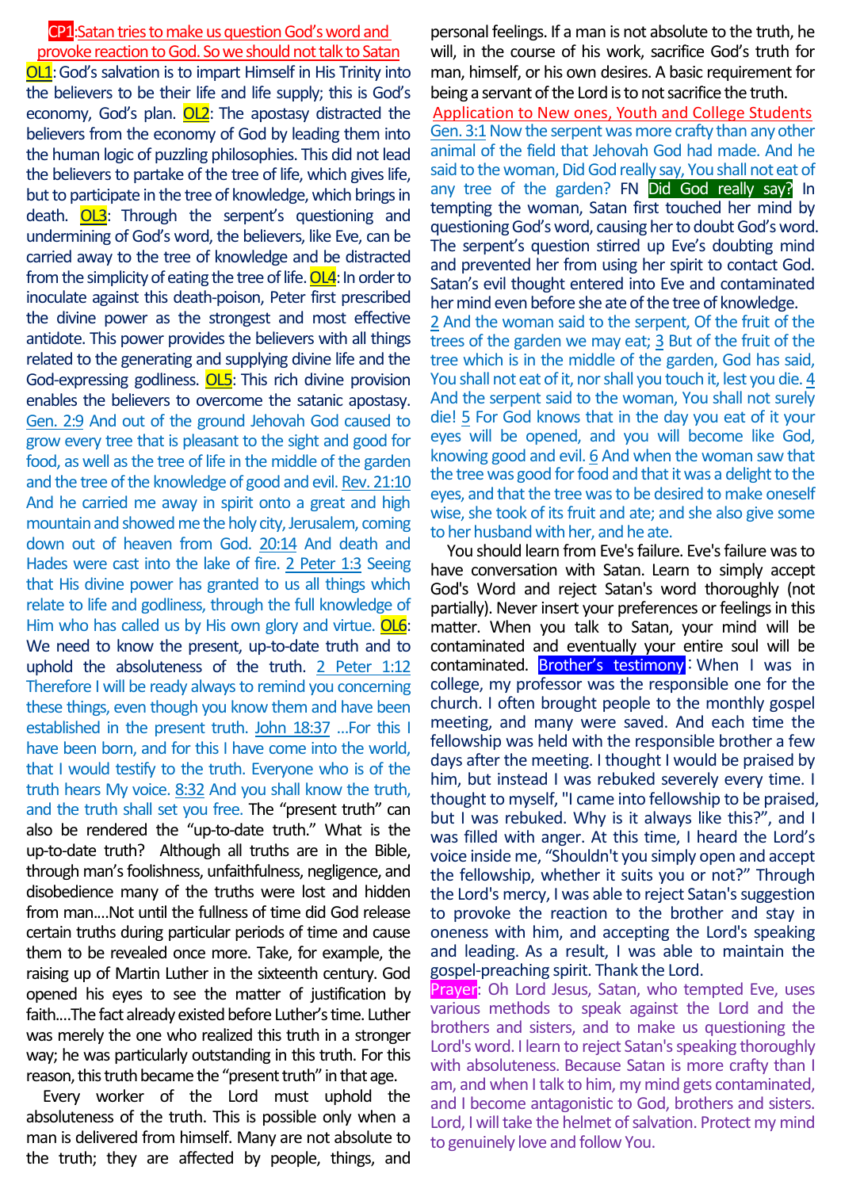**CP1**:Satan tries to make us question God's word and provoke reaction to God. So we should not talk to Satan

**OL1**: God's salvation is to impart Himself in His Trinity into the believers to be their life and life supply; this is God's economy, God's plan. **OL2**: The apostasy distracted the believers from the economy of God by leading them into the human logic of puzzling philosophies. This did not lead the believers to partake of the tree of life, which gives life, but to participate in the tree of knowledge, which brings in death. **OL3**: Through the serpent's questioning and undermining of God's word, the believers, like Eve, can be carried away to the tree of knowledge and be distracted from the simplicity of eating the tree of life. **OL4**: In order to inoculate against this death-poison, Peter first prescribed the divine power as the strongest and most effective antidote. This power provides the believers with all things related to the generating and supplying divine life and the God-expressing godliness. **OL5**: This rich divine provision enables the believers to overcome the satanic apostasy.

Gen. 2:9 And out of the ground Jehovah God caused to grow every tree that is pleasant to the sight and good for food, as well as the tree of life in the middle of the garden and the tree of the knowledge of good and evil. Rev. 21:10 And he carried me away in spirit onto a great and high mountain and showed me the holy city, Jerusalem, coming down out of heaven from God. 20:14 And death and Hades were cast into the lake of fire. 2 Peter 1:3 Seeing that His divine power has granted to us all things which relate to life and godliness, through the full knowledge of Him who has called us by His own glory and virtue. **OL6**: We need to know the present, up-to-date truth and to uphold the absoluteness of the truth. 2 Peter 1:12 Therefore I will be ready always to remind you concerning these things, even though you know them and have been established in the present truth. John 18:37 ...For this I have been born, and for this I have come into the world, that I would testify to the truth. Everyone who is of the truth hears My voice. 8:32 And you shall know the truth, and the truth shall set you free. The "present truth" can also be rendered the "up-to-date truth." What is the up-to-date truth? Although all truths are in the Bible, through man's foolishness, unfaithfulness, negligence, and disobedience many of the truths were lost and hidden from man....Not until the fullness of time did God release certain truths during particular periods of time and cause them to be revealed once more. Take, for example, the raising up of Martin Luther in the sixteenth century. God opened his eyes to see the matter of justification by faith....The fact already existed before Luther's time. Luther was merely the one who realized this truth in a stronger way; he was particularly outstanding in this truth. For this reason, this truth became the "present truth" in that age.

Every worker of the Lord must uphold the absoluteness of the truth. This is possible only when a man is delivered from himself. Many are not absolute to the truth; they are affected by people, things, and personal feelings. If a man is not absolute to the truth, he will, in the course of his work, sacrifice God's truth for man, himself, or his own desires. A basic requirement for being a servant of the Lord is to not sacrifice the truth.

**Application to New ones, Youth and College Students**

Gen. 3:1 Now the serpent was more crafty than any other animal of the field that Jehovah God had made. And he said to the woman, Did God really say, You shall not eat of any tree of the garden? FN **Did God really say?** In tempting the woman, Satan first touched her mind by questioning God's word, causing her to doubt God's word. The serpent's question stirred up Eve's doubting mind and prevented her from using her spirit to contact God. Satan's evil thought entered into Eve and contaminated her mind even before she ate of the tree of knowledge.

2 And the woman said to the serpent, Of the fruit of the trees of the garden we may eat; 3 But of the fruit of the tree which is in the middle of the garden, God has said, You shall not eat of it, nor shall you touch it, lest you die. 4 And the serpent said to the woman, You shall not surely die! 5 For God knows that in the day you eat of it your eyes will be opened, and you will become like God, knowing good and evil. 6 And when the woman saw that the tree was good for food and that it was a delight to the eyes, and that the tree was to be desired to make oneself wise, she took of its fruit and ate; and she also give some to her husband with her, and he ate.

You should learn from Eve's failure. Eve's failure was to have conversation with Satan. Learn to simply accept God's Word and reject Satan's word thoroughly (not partially). Never insert your preferences or feelings in this matter. When you talk to Satan, your mind will be contaminated and eventually your entire soul will be contaminated. **Brother's testimony**: When I was in college, my professor was the responsible one for the church. I often brought people to the monthly gospel meeting, and many were saved. And each time the fellowship was held with the responsible brother a few days after the meeting. I thought I would be praised by him, but instead I was rebuked severely every time. I thought to myself, "I came into fellowship to be praised, but I was rebuked. Why is it always like this?", and I was filled with anger. At this time, I heard the Lord's voice inside me, "Shouldn't you simply open and accept the fellowship, whether it suits you or not?" Through the Lord's mercy, I was able to reject Satan's suggestion to provoke the reaction to the brother and stay in oneness with him, and accepting the Lord's speaking and leading. As a result, I was able to maintain the gospel-preaching spirit. Thank the Lord.

**Prayer**: Oh Lord Jesus, Satan, who tempted Eve, uses various methods to speak against the Lord and the brothers and sisters, and to make us questioning the Lord's word. I learn to reject Satan's speaking thoroughly with absoluteness. Because Satan is more crafty than I am, and when I talk to him, my mind gets contaminated, and I become antagonistic to God, brothers and sisters. Lord, I will take the helmet of salvation. Protect my mind to genuinely love and follow You.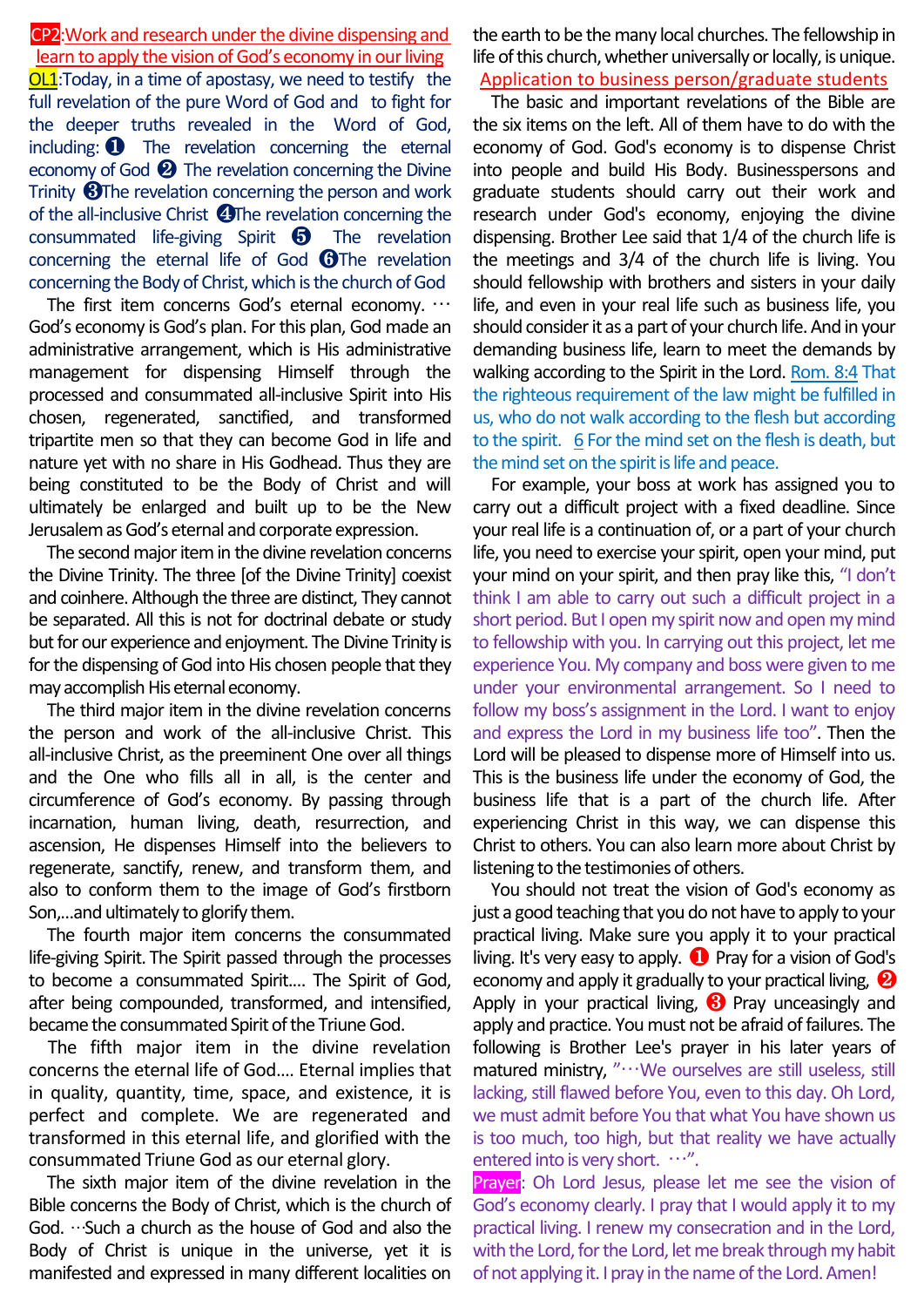**CP2**:Work and research under the divine dispensing and learn to apply the vision of God's economy in our living

**OL1**:Today, in a time of apostasy, we need to testify the full revelation of the pure Word of God and to fight for the deeper truths revealed in the Word of God, including: ❶ The revelation concerning the eternal economy of God ❷ The revelation concerning the Divine Trinity ❸The revelation concerning the person and work of the all-inclusive Christ ❹The revelation concerning the consummated life-giving Spirit ❺ The revelation concerning the eternal life of God ❻The revelation concerning the Body of Christ, which is the church of God

The first item concerns God's eternal economy. … God's economy is God's plan. For this plan, God made an administrative arrangement, which is His administrative management for dispensing Himself through the processed and consummated all-inclusive Spirit into His chosen, regenerated, sanctified, and transformed tripartite men so that they can become God in life and nature yet with no share in His Godhead. Thus they are being constituted to be the Body of Christ and will ultimately be enlarged and built up to be the New Jerusalem as God's eternal and corporate expression.

The second major item in the divine revelation concerns the Divine Trinity. The three [of the Divine Trinity] coexist and coinhere. Although the three are distinct, They cannot be separated. All this is not for doctrinal debate or study but for our experience and enjoyment. The Divine Trinity is for the dispensing of God into His chosen people that they may accomplish His eternal economy.

The third major item in the divine revelation concerns the person and work of the all-inclusive Christ. This all-inclusive Christ, as the preeminent One over all things and the One who fills all in all, is the center and circumference of God's economy. By passing through incarnation, human living, death, resurrection, and ascension, He dispenses Himself into the believers to regenerate, sanctify, renew, and transform them, and also to conform them to the image of God's firstborn Son,…and ultimately to glorify them.

The fourth major item concerns the consummated life-giving Spirit. The Spirit passed through the processes to become a consummated Spirit…. The Spirit of God, after being compounded, transformed, and intensified, became the consummated Spirit of the Triune God.

The fifth major item in the divine revelation concerns the eternal life of God…. Eternal implies that in quality, quantity, time, space, and existence, it is perfect and complete. We are regenerated and transformed in this eternal life, and glorified with the consummated Triune God as our eternal glory.

The sixth major item of the divine revelation in the Bible concerns the Body of Christ, which is the church of God. …Such a church as the house of God and also the Body of Christ is unique in the universe, yet it is manifested and expressed in many different localities on the earth to be the many local churches. The fellowship in life of this church, whether universally or locally, is unique.

Application to business person/graduate students

The basic and important revelations of the Bible are the six items on the left. All of them have to do with the economy of God. God's economy is to dispense Christ into people and build His Body. Businesspersons and graduate students should carry out their work and research under God's economy, enjoying the divine dispensing. Brother Lee said that 1/4 of the church life is the meetings and 3/4 of the church life is living. You should fellowship with brothers and sisters in your daily life, and even in your real life such as business life, you should consider it as a part of your church life. And in your demanding business life, learn to meet the demands by walking according to the Spirit in the Lord. Rom. 8:4 That the righteous requirement of the law might be fulfilled in us, who do not walk according to the flesh but according to the spirit. 6 For the mind set on the flesh is death, but the mind set on the spirit is life and peace.

For example, your boss at work has assigned you to carry out a difficult project with a fixed deadline. Since your real life is a continuation of, or a part of your church life, you need to exercise your spirit, open your mind, put your mind on your spirit, and then pray like this, "I don't think I am able to carry out such a difficult project in a short period. But I open my spirit now and open my mind to fellowship with you. In carrying out this project, let me experience You. My company and boss were given to me under your environmental arrangement. So I need to follow my boss's assignment in the Lord. I want to enjoy and express the Lord in my business life too". Then the Lord will be pleased to dispense more of Himself into us. This is the business life under the economy of God, the business life that is a part of the church life. After experiencing Christ in this way, we can dispense this Christ to others. You can also learn more about Christ by listening to the testimonies of others.

You should not treat the vision of God's economy as just a good teaching that you do not have to apply to your practical living. Make sure you apply it to your practical living. It's very easy to apply. ❶ Pray for a vision of God's economy and apply it gradually to your practical living, ❷ Apply in your practical living, ❸ Pray unceasingly and apply and practice. You must not be afraid of failures. The following is Brother Lee's prayer in his later years of matured ministry, "…We ourselves are still useless, still lacking, still flawed before You, even to this day. Oh Lord, we must admit before You that what You have shown us is too much, too high, but that reality we have actually entered into is very short. …".

**Prayer**: Oh Lord Jesus, please let me see the vision of God's economy clearly. I pray that I would apply it to my practical living. I renew my consecration and in the Lord, with the Lord, for the Lord, let me break through my habit of not applying it. I pray in the name of the Lord. Amen!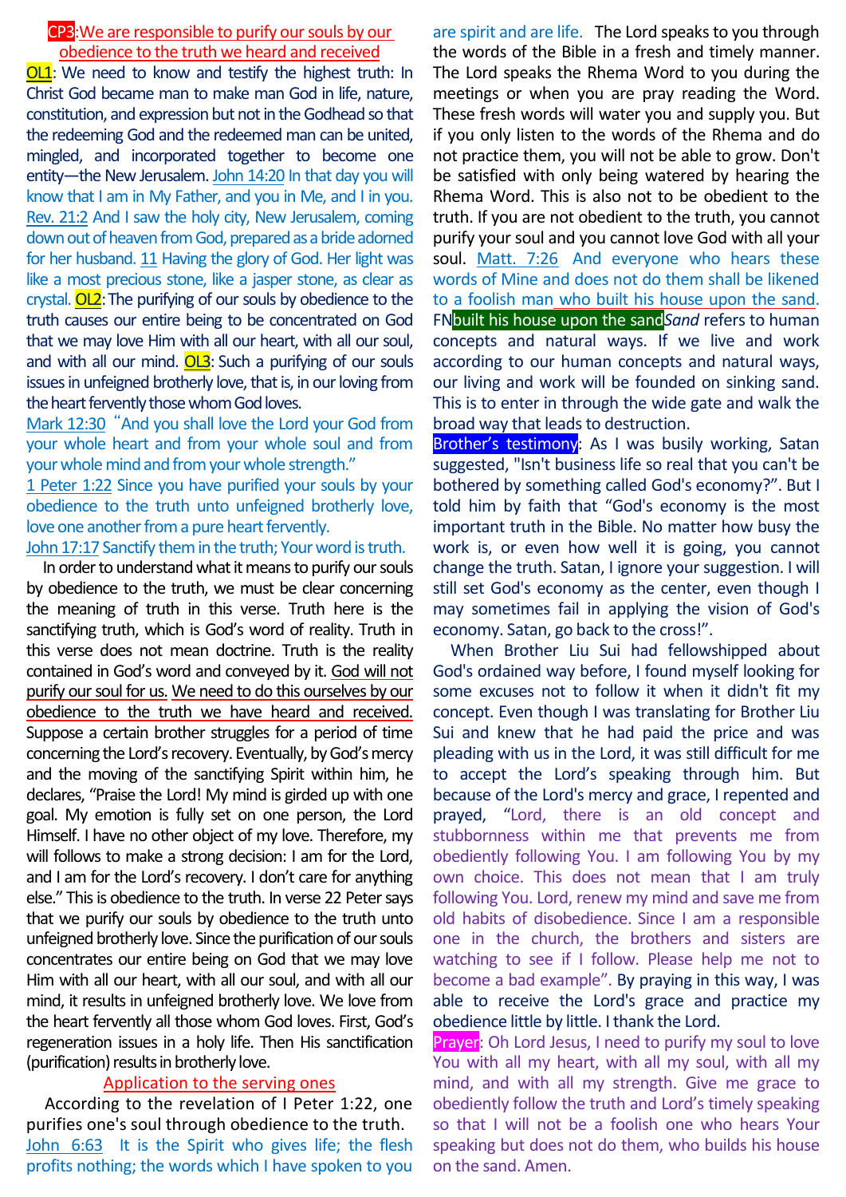**CP3**:We are responsible to purify our souls by our obedience to the truth we heard and received

**OL1**: We need to know and testify the highest truth: In Christ God became man to make man God in life, nature, constitution, and expression but not in the Godhead so that the redeeming God and the redeemed man can be united, mingled, and incorporated together to become one entity—the New Jerusalem. John 14:20 In that day you will know that I am in My Father, and you in Me, and I in you. Rev. 21:2 And I saw the holy city, New Jerusalem, coming down out of heaven from God, prepared as a bride adorned for her husband. 11 Having the glory of God. Her light was like a most precious stone, like a jasper stone, as clear as crystal. **OL2**: The purifying of our souls by obedience to the truth causes our entire being to be concentrated on God that we may love Him with all our heart, with all our soul, and with all our mind. **OL3**: Such a purifying of our souls issues in unfeigned brotherly love, that is, in our loving from the heart fervently those whom God loves.

Mark 12:30 "And you shall love the Lord your God from your whole heart and from your whole soul and from your whole mind and from your whole strength."

1 Peter 1:22 Since you have purified your souls by your obedience to the truth unto unfeigned brotherly love, love one another from a pure heart fervently.

John 17:17 Sanctify them in the truth; Your word is truth.

In order to understand what it means to purify our souls by obedience to the truth, we must be clear concerning the meaning of truth in this verse. Truth here is the sanctifying truth, which is God's word of reality. Truth in this verse does not mean doctrine. Truth is the reality contained in God's word and conveyed by it. God will not purify our soul for us. We need to do this ourselves by our obedience to the truth we have heard and received. Suppose a certain brother struggles for a period of time concerning the Lord's recovery. Eventually, by God's mercy and the moving of the sanctifying Spirit within him, he declares, "Praise the Lord! My mind is girded up with one goal. My emotion is fully set on one person, the Lord Himself. I have no other object of my love. Therefore, my will follows to make a strong decision: I am for the Lord, and I am for the Lord's recovery. I don't care for anything else." This is obedience to the truth. In verse 22 Peter says that we purify our souls by obedience to the truth unto unfeigned brotherly love. Since the purification of our souls concentrates our entire being on God that we may love Him with all our heart, with all our soul, and with all our mind, it results in unfeigned brotherly love. We love from the heart fervently all those whom God loves. First, God's regeneration issues in a holy life. Then His sanctification (purification) results in brotherly love.

## Application to the serving ones

According to the revelation of I Peter 1:22, one purifies one's soul through obedience to the truth. John 6:63 It is the Spirit who gives life; the flesh profits nothing; the words which I have spoken to you are spirit and are life. The Lord speaks to you through the words of the Bible in a fresh and timely manner. The Lord speaks the Rhema Word to you during the meetings or when you are pray reading the Word. These fresh words will water you and supply you. But if you only listen to the words of the Rhema and do not practice them, you will not be able to grow. Don't be satisfied with only being watered by hearing the Rhema Word. This is also not to be obedient to the truth. If you are not obedient to the truth, you cannot purify your soul and you cannot love God with all your soul. Matt. 7:26 And everyone who hears these words of Mine and does not do them shall be likened to a foolish man who built his house upon the sand. FN built his house upon the sand *Sand* refers to human concepts and natural ways. If we live and work according to our human concepts and natural ways, our living and work will be founded on sinking sand. This is to enter in through the wide gate and walk the broad way that leads to destruction.

**Brother's testimony**: As I was busily working, Satan suggested, "Isn't business life so real that you can't be bothered by something called God's economy?". But I told him by faith that "God's economy is the most important truth in the Bible. No matter how busy the work is, or even how well it is going, you cannot change the truth. Satan, I ignore your suggestion. I will still set God's economy as the center, even though I may sometimes fail in applying the vision of God's economy. Satan, go back to the cross!".

When Brother Liu Sui had fellowshipped about God's ordained way before, I found myself looking for some excuses not to follow it when it didn't fit my concept. Even though I was translating for Brother Liu Sui and knew that he had paid the price and was pleading with us in the Lord, it was still difficult for me to accept the Lord's speaking through him. But because of the Lord's mercy and grace, I repented and prayed, "Lord, there is an old concept and stubbornness within me that prevents me from obediently following You. I am following You by my own choice. This does not mean that I am truly following You. Lord, renew my mind and save me from old habits of disobedience. Since I am a responsible one in the church, the brothers and sisters are watching to see if I follow. Please help me not to become a bad example". By praying in this way, I was able to receive the Lord's grace and practice my obedience little by little. I thank the Lord.

**Prayer**: Oh Lord Jesus, I need to purify my soul to love You with all my heart, with all my soul, with all my mind, and with all my strength. Give me grace to obediently follow the truth and Lord's timely speaking so that I will not be a foolish one who hears Your speaking but does not do them, who builds his house on the sand. Amen.